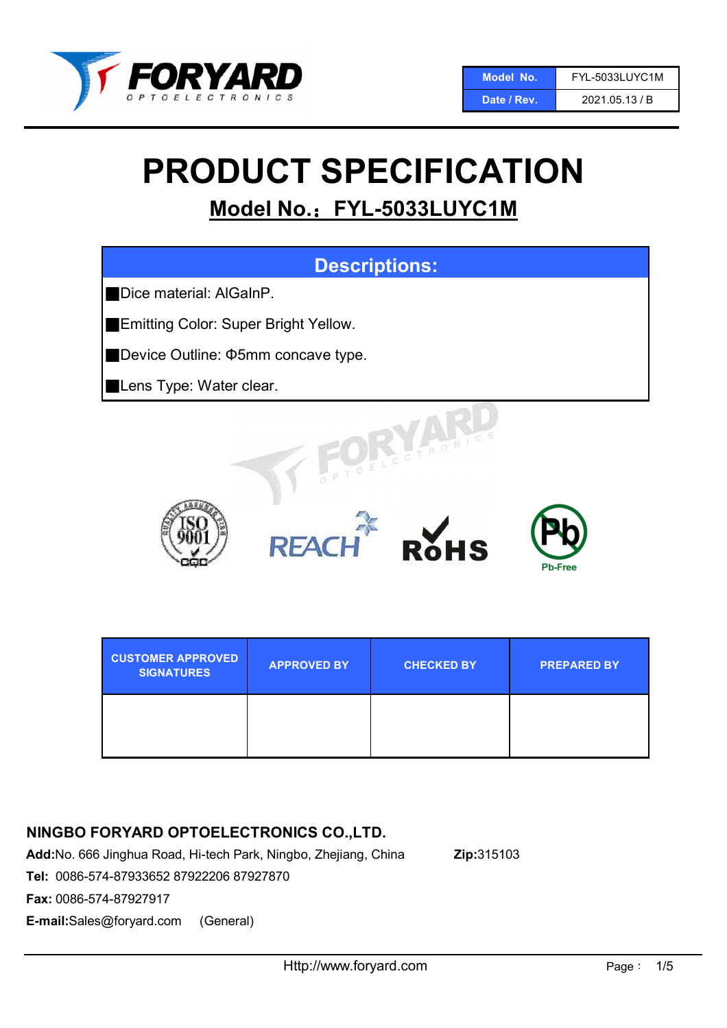| Model No. | FYL-5033LUYC1M |
| --- | --- |
| Date / Rev. | 2021.05.13 / B |

# PRODUCT SPECIFICATION

## Model No.：FYL-5033LUYC1M

### Descriptions:

- Dice material: AlGaInP.
- Emitting Color: Super Bright Yellow.
- Device Outline: Φ5mm concave type.
- Lens Type: Water clear.

| CUSTOMER APPROVED SIGNATURES | APPROVED BY | CHECKED BY | PREPARED BY |
| --- | --- | --- | --- |
| | | | |

**NINGBO FORYARD OPTOELECTRONICS CO.,LTD.**

**Add:** No. 666 Jinghua Road, Hi-tech Park, Ningbo, Zhejiang, China **Zip:** 315103

**Tel:** 0086-574-87933652 87922206 87927870

**Fax:** 0086-574-87927917

**E-mail:** Sales@foryard.com (General)

Http://www.foryard.com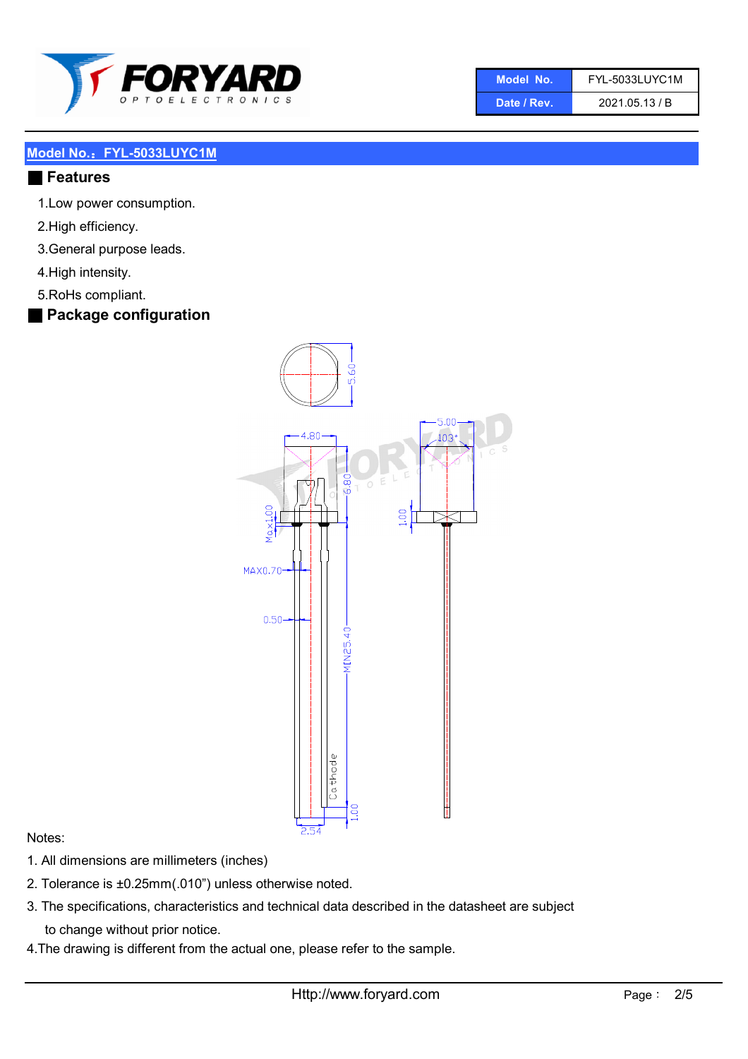| Model No. | FYL-5033LUYC1M |
| --- | --- |
| Date / Rev. | 2021.05.13 / B |

## Model No.：FYL-5033LUYC1M

## Features

1. Low power consumption.
2. High efficiency.
3. General purpose leads.
4. High intensity.
5. RoHS compliant.

## Package configuration

Notes:

1. All dimensions are millimeters (inches)
2. Tolerance is ±0.25mm(.010") unless otherwise noted.
3. The specifications, characteristics and technical data described in the datasheet are subject to change without prior notice.
4. The drawing is different from the actual one, please refer to the sample.

Http://www.foryard.com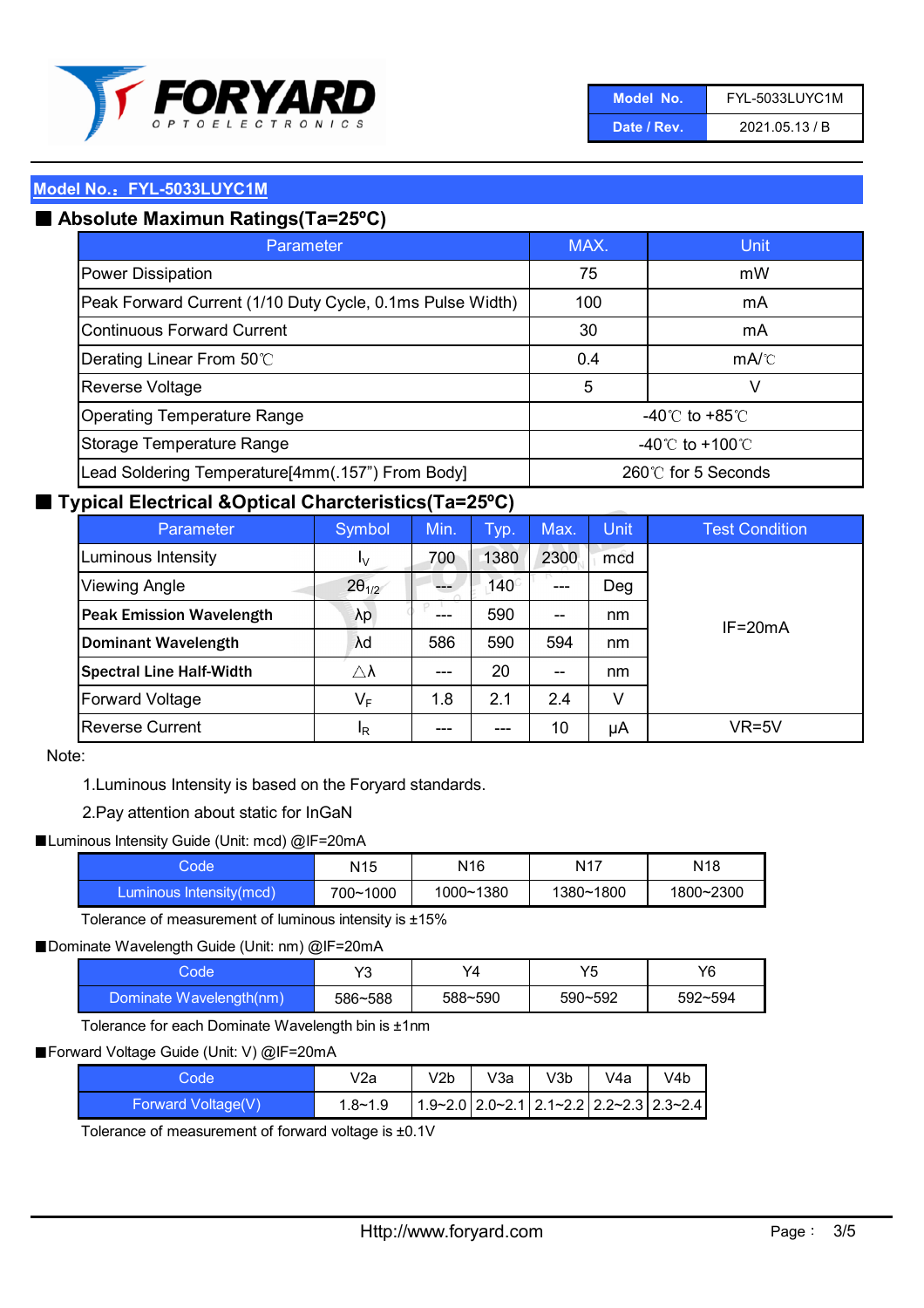| Model No. | FYL-5033LUYC1M |
|---|---|
| Date / Rev. | 2021.05.13 / B |

## Model No.：FYL-5033LUYC1M

### ■ Absolute Maximun Ratings(Ta=25°C)

| Parameter | MAX. | Unit |
|---|---|---|
| Power Dissipation | 75 | mW |
| Peak Forward Current (1/10 Duty Cycle, 0.1ms Pulse Width) | 100 | mA |
| Continuous Forward Current | 30 | mA |
| Derating Linear From 50℃ | 0.4 | mA/℃ |
| Reverse Voltage | 5 | V |
| Operating Temperature Range | -40℃ to +85℃ | |
| Storage Temperature Range | -40℃ to +100℃ | |
| Lead Soldering Temperature[4mm(.157") From Body] | 260℃ for 5 Seconds | |

### ■ Typical Electrical &Optical Charcteristics(Ta=25°C)

| Parameter | Symbol | Min. | Typ. | Max. | Unit | Test Condition |
|---|---|---|---|---|---|---|
| Luminous Intensity | $I_V$ | 700 | 1380 | 2300 | mcd | IF=20mA |
| Viewing Angle | $2\theta_{1/2}$ | --- | 140 | --- | Deg | |
| **Peak Emission Wavelength** | λp | --- | 590 | -- | nm | |
| **Dominant Wavelength** | λd | 586 | 590 | 594 | nm | |
| **Spectral Line Half-Width** | △λ | --- | 20 | -- | nm | |
| Forward Voltage | $V_F$ | 1.8 | 2.1 | 2.4 | V | |
| Reverse Current | $I_R$ | --- | --- | 10 | μA | VR=5V |

Note:

1.Luminous Intensity is based on the Foryard standards.

2.Pay attention about static for InGaN

■Luminous Intensity Guide (Unit: mcd) @IF=20mA

| Code | N15 | N16 | N17 | N18 |
|---|---|---|---|---|
| Luminous Intensity(mcd) | 700~1000 | 1000~1380 | 1380~1800 | 1800~2300 |

Tolerance of measurement of luminous intensity is ±15%

■Dominate Wavelength Guide (Unit: nm) @IF=20mA

| Code | Y3 | Y4 | Y5 | Y6 |
|---|---|---|---|---|
| Dominate Wavelength(nm) | 586~588 | 588~590 | 590~592 | 592~594 |

Tolerance for each Dominate Wavelength bin is ±1nm

■Forward Voltage Guide (Unit: V) @IF=20mA

| Code | V2a | V2b | V3a | V3b | V4a | V4b |
|---|---|---|---|---|---|---|
| Forward Voltage(V) | 1.8~1.9 | 1.9~2.0 | 2.0~2.1 | 2.1~2.2 | 2.2~2.3 | 2.3~2.4 |

Tolerance of measurement of forward voltage is ±0.1V

Http://www.foryard.com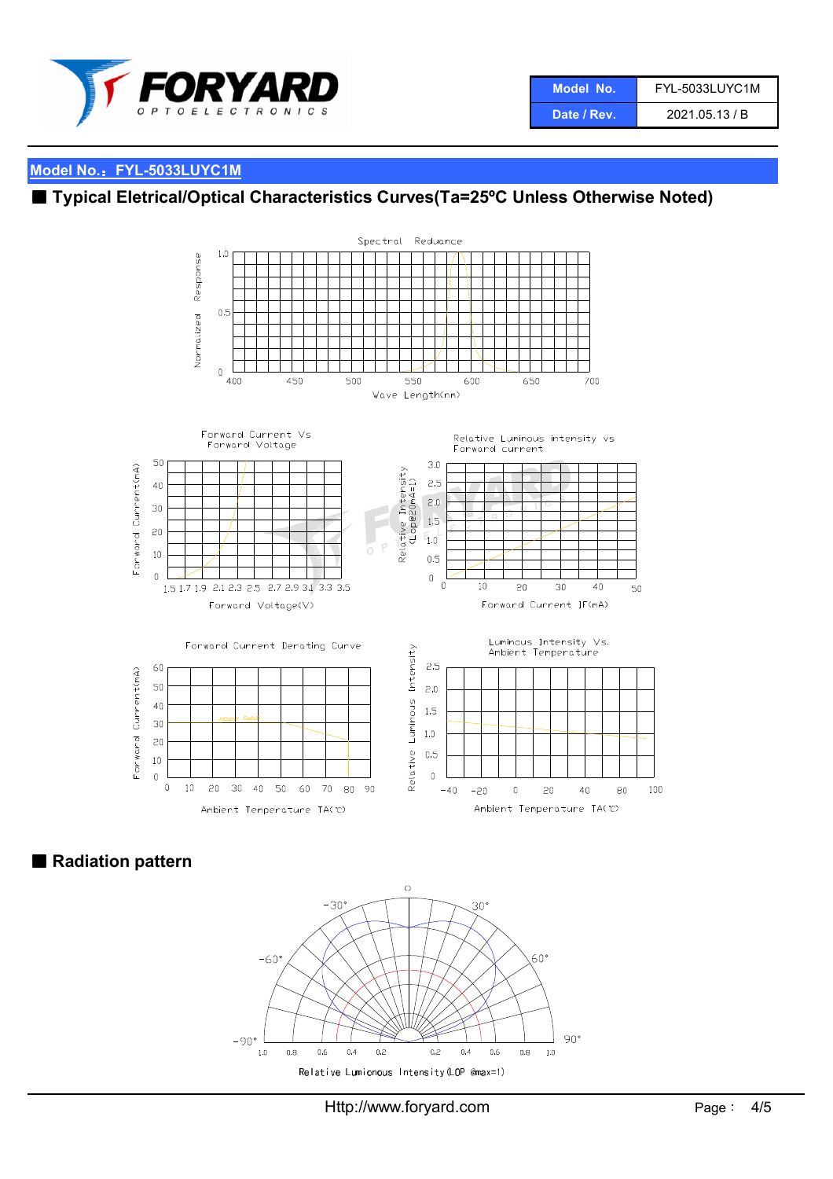| Model No. | FYL-5033LUYC1M |
| --- | --- |
| Date / Rev. | 2021.05.13 / B |

## Model No.：FYL-5033LUYC1M

## ■ Typical Eletrical/Optical Characteristics Curves(Ta=25ºC Unless Otherwise Noted)

Spectral Reduance

Normalized Response

Wave Length(nm)

Forward Current Vs Forward Voltage

Forward Current(mA)

Forward Voltage(V)

Relative Luminous intensity vs Forward current

Relative Intensity (Lope20mA=1)

Forward Current IF(mA)

Forward Current Derating Curve

Forward Current(mA)

Ambient Temperature TA(℃)

Luminous Intensity Vs. Ambient Temperature

Relative Luminous Intensity

Ambient Temperature TA(℃)

## ■ Radiation pattern

Relative Luminous Intensity(LOP @max=1)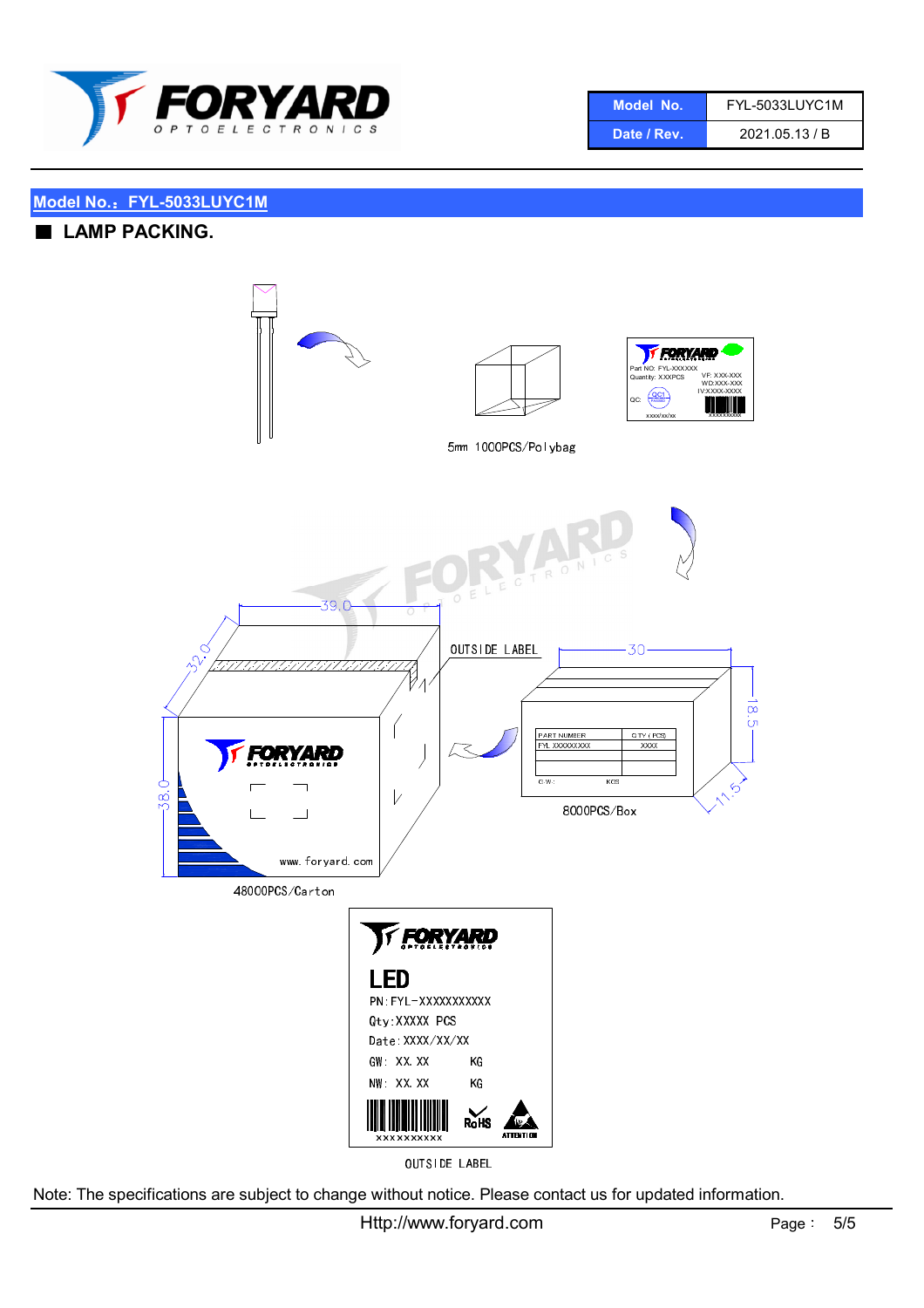| Model No. | FYL-5033LUYC1M |
|---|---|
| Date / Rev. | 2021.05.13 / B |

## Model No.：FYL-5033LUYC1M

### ■ LAMP PACKING.

Part NO: FYL-XXXXXX
Quantity: XXXPCS
VF: XXX-XXX
WD:XXX-XXX
IV:XXXX-XXXX
QC:
xxxx/xx/xx

5mm 1000PCS/Polybag

39.0
32.0
38.0
OUTSIDE LABEL
www. foryard. com
48000PCS/Carton

30
18.5
11.5
PART NUMBER
QTY (PCS)
FYL XXXXXXXXX
XXXX
G.W.:
KGS
8000PCS/Box

LED
PN:FYL-XXXXXXXXXX
Qty:XXXXX PCS
Date:XXXX/XX/XX
GW: XX.XX KG
NW: XX.XX KG
XXXXXXXXXX
RoHS
ATTENTION

OUTSIDE LABEL

Note: The specifications are subject to change without notice. Please contact us for updated information.